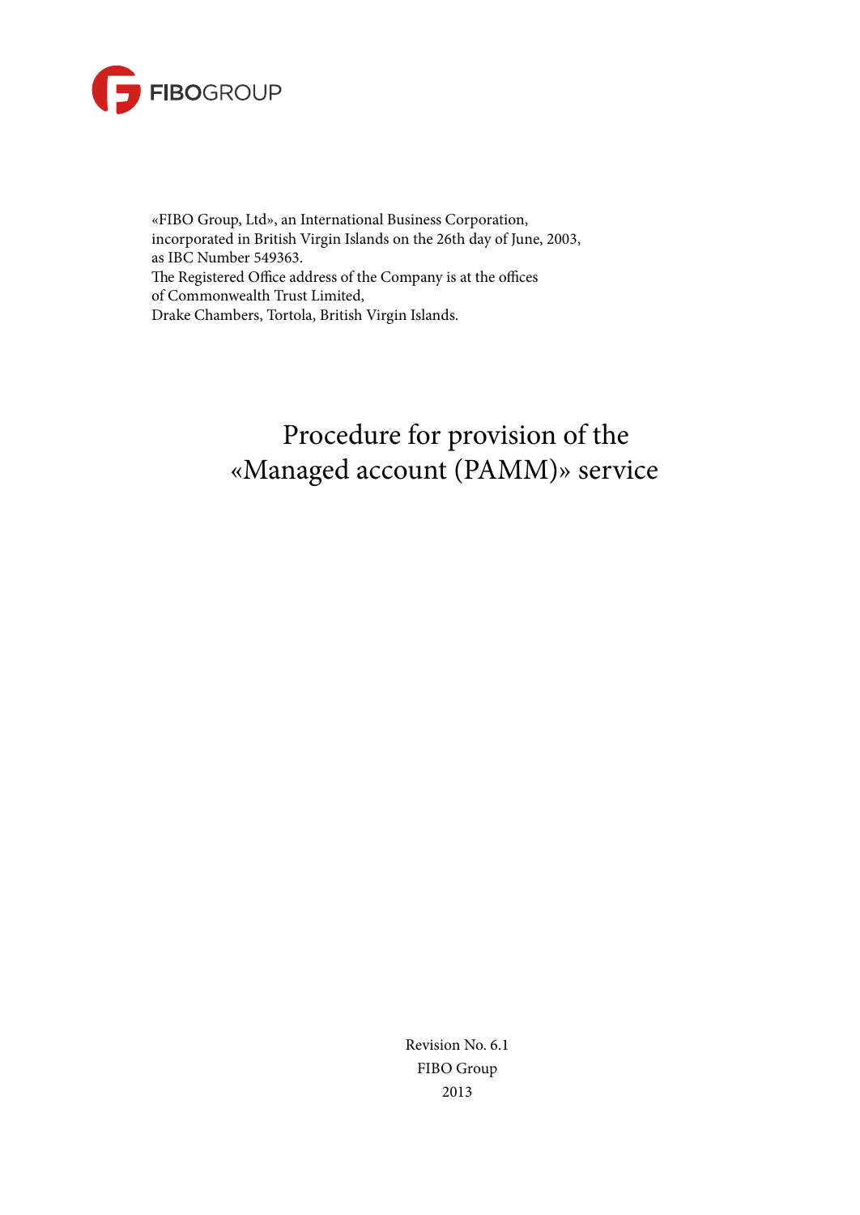FIBOGROUP

«FIBO Group, Ltd», an International Business Corporation,
incorporated in British Virgin Islands on the 26th day of June, 2003,
as IBC Number 549363.
The Registered Office address of the Company is at the offices
of Commonwealth Trust Limited,
Drake Chambers, Tortola, British Virgin Islands.

# Procedure for provision of the «Managed account (PAMM)» service

Revision No. 6.1
FIBO Group
2013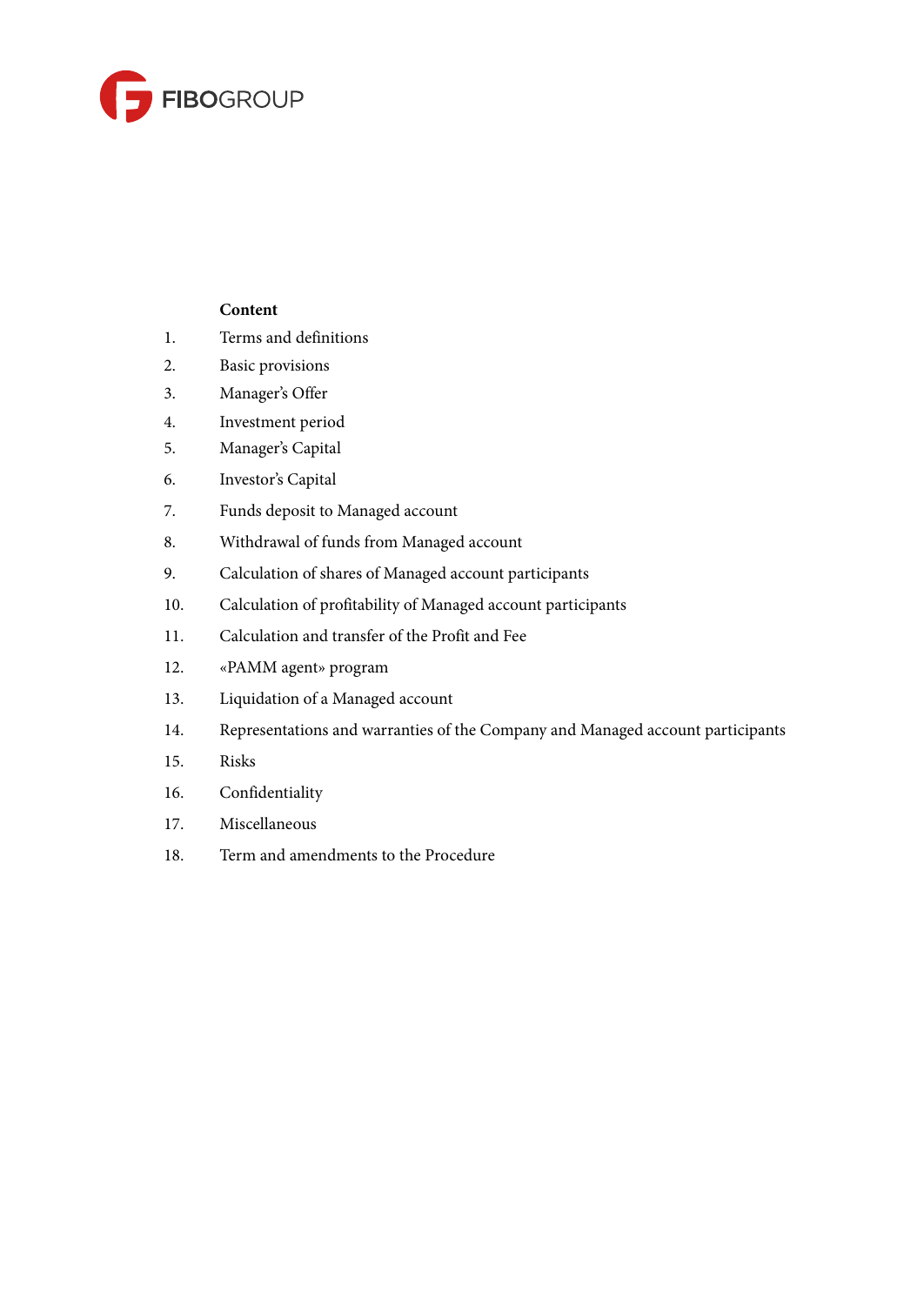**Content**

1. Terms and definitions
2. Basic provisions
3. Manager's Offer
4. Investment period
5. Manager's Capital
6. Investor's Capital
7. Funds deposit to Managed account
8. Withdrawal of funds from Managed account
9. Calculation of shares of Managed account participants
10. Calculation of profitability of Managed account participants
11. Calculation and transfer of the Profit and Fee
12. «PAMM agent» program
13. Liquidation of a Managed account
14. Representations and warranties of the Company and Managed account participants
15. Risks
16. Confidentiality
17. Miscellaneous
18. Term and amendments to the Procedure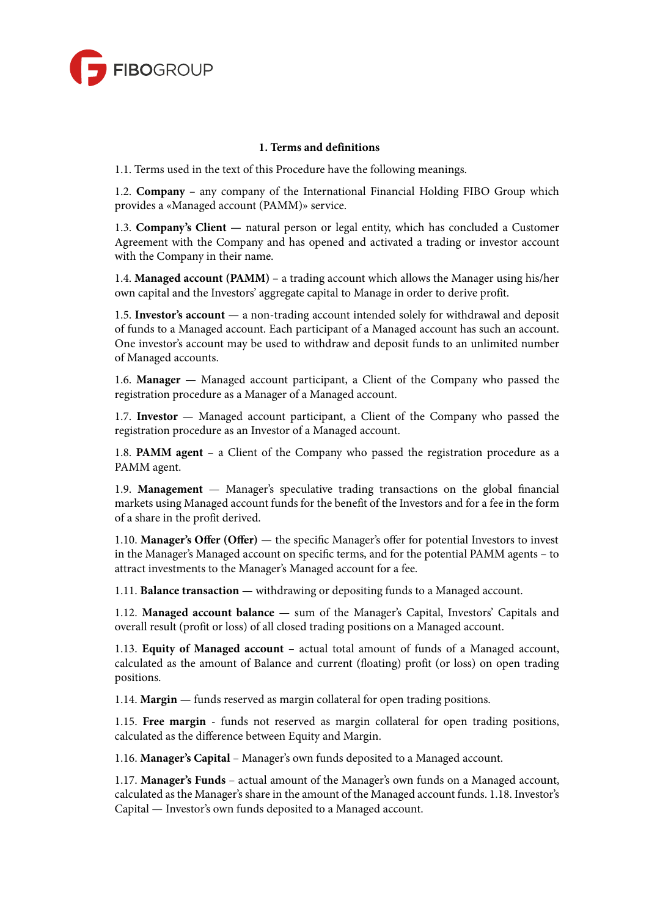## 1. Terms and definitions

1.1. Terms used in the text of this Procedure have the following meanings.

1.2. **Company** – any company of the International Financial Holding FIBO Group which provides a «Managed account (PAMM)» service.

1.3. **Company's Client —** natural person or legal entity, which has concluded a Customer Agreement with the Company and has opened and activated a trading or investor account with the Company in their name.

1.4. **Managed account (PAMM)** – a trading account which allows the Manager using his/her own capital and the Investors' aggregate capital to Manage in order to derive profit.

1.5. **Investor's account** — a non-trading account intended solely for withdrawal and deposit of funds to a Managed account. Each participant of a Managed account has such an account. One investor's account may be used to withdraw and deposit funds to an unlimited number of Managed accounts.

1.6. **Manager** — Managed account participant, a Client of the Company who passed the registration procedure as a Manager of a Managed account.

1.7. **Investor** — Managed account participant, a Client of the Company who passed the registration procedure as an Investor of a Managed account.

1.8. **PAMM agent** – a Client of the Company who passed the registration procedure as a PAMM agent.

1.9. **Management** — Manager's speculative trading transactions on the global financial markets using Managed account funds for the benefit of the Investors and for a fee in the form of a share in the profit derived.

1.10. **Manager's Offer (Offer)** — the specific Manager's offer for potential Investors to invest in the Manager's Managed account on specific terms, and for the potential PAMM agents – to attract investments to the Manager's Managed account for a fee.

1.11. **Balance transaction** — withdrawing or depositing funds to a Managed account.

1.12. **Managed account balance** — sum of the Manager's Capital, Investors' Capitals and overall result (profit or loss) of all closed trading positions on a Managed account.

1.13. **Equity of Managed account** – actual total amount of funds of a Managed account, calculated as the amount of Balance and current (floating) profit (or loss) on open trading positions.

1.14. **Margin** — funds reserved as margin collateral for open trading positions.

1.15. **Free margin** - funds not reserved as margin collateral for open trading positions, calculated as the difference between Equity and Margin.

1.16. **Manager's Capital** – Manager's own funds deposited to a Managed account.

1.17. **Manager's Funds** – actual amount of the Manager's own funds on a Managed account, calculated as the Manager's share in the amount of the Managed account funds. 1.18. Investor's Capital — Investor's own funds deposited to a Managed account.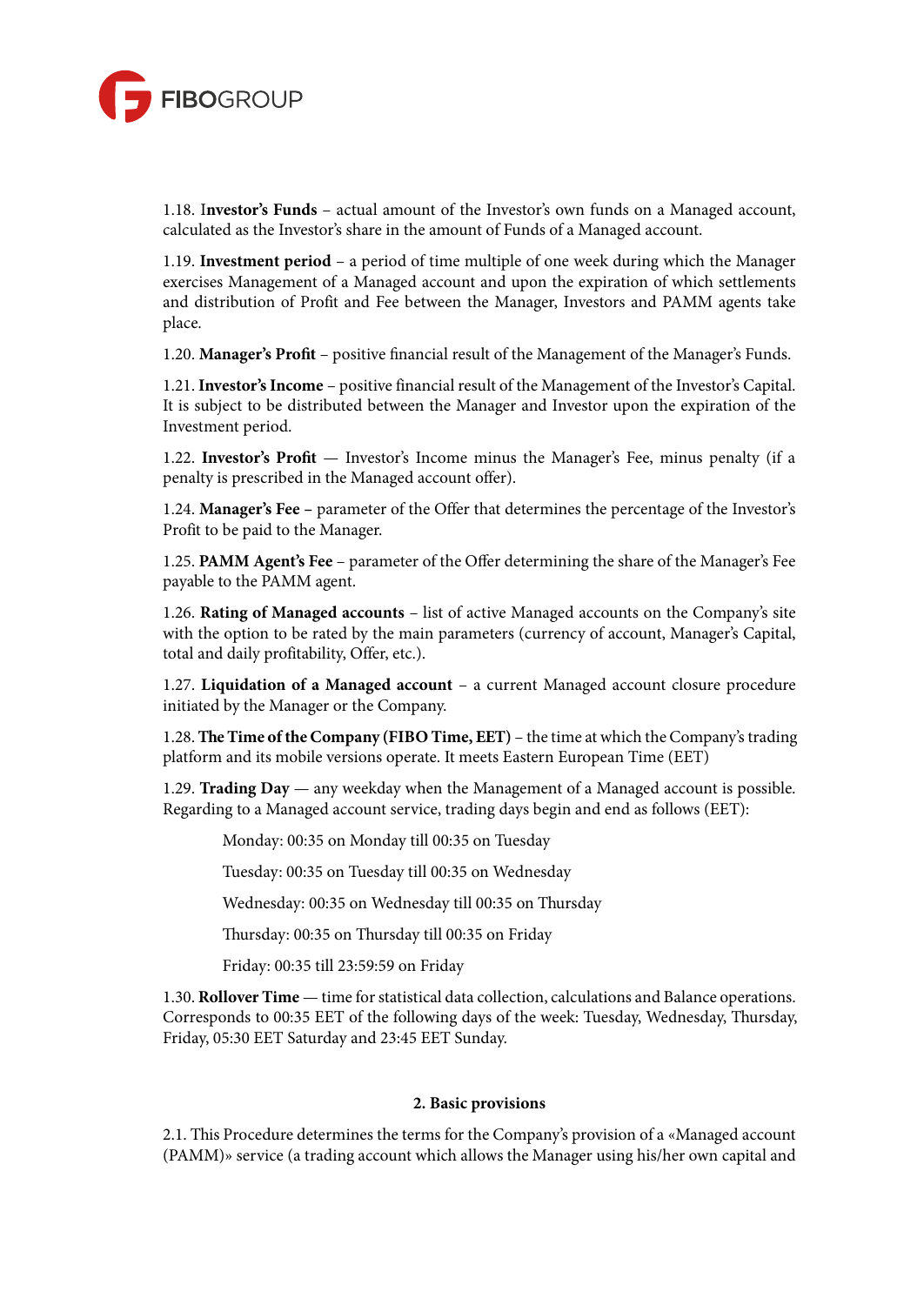1.18. **Investor's Funds** – actual amount of the Investor's own funds on a Managed account, calculated as the Investor's share in the amount of Funds of a Managed account.

1.19. **Investment period** – a period of time multiple of one week during which the Manager exercises Management of a Managed account and upon the expiration of which settlements and distribution of Profit and Fee between the Manager, Investors and PAMM agents take place.

1.20. **Manager's Profit** – positive financial result of the Management of the Manager's Funds.

1.21. **Investor's Income** – positive financial result of the Management of the Investor's Capital. It is subject to be distributed between the Manager and Investor upon the expiration of the Investment period.

1.22. **Investor's Profit** — Investor's Income minus the Manager's Fee, minus penalty (if a penalty is prescribed in the Managed account offer).

1.24. **Manager's Fee –** parameter of the Offer that determines the percentage of the Investor's Profit to be paid to the Manager.

1.25. **PAMM Agent's Fee** – parameter of the Offer determining the share of the Manager's Fee payable to the PAMM agent.

1.26. **Rating of Managed accounts** – list of active Managed accounts on the Company's site with the option to be rated by the main parameters (currency of account, Manager's Capital, total and daily profitability, Offer, etc.).

1.27. **Liquidation of a Managed account** – a current Managed account closure procedure initiated by the Manager or the Company.

1.28. **The Time of the Company (FIBO Time, EET)** – the time at which the Company's trading platform and its mobile versions operate. It meets Eastern European Time (EET)

1.29. **Trading Day** — any weekday when the Management of a Managed account is possible. Regarding to a Managed account service, trading days begin and end as follows (EET):

Monday: 00:35 on Monday till 00:35 on Tuesday

Tuesday: 00:35 on Tuesday till 00:35 on Wednesday

Wednesday: 00:35 on Wednesday till 00:35 on Thursday

Thursday: 00:35 on Thursday till 00:35 on Friday

Friday: 00:35 till 23:59:59 on Friday

1.30. **Rollover Time** — time for statistical data collection, calculations and Balance operations. Corresponds to 00:35 EET of the following days of the week: Tuesday, Wednesday, Thursday, Friday, 05:30 EET Saturday and 23:45 EET Sunday.

## 2. Basic provisions

2.1. This Procedure determines the terms for the Company's provision of a «Managed account (PAMM)» service (a trading account which allows the Manager using his/her own capital and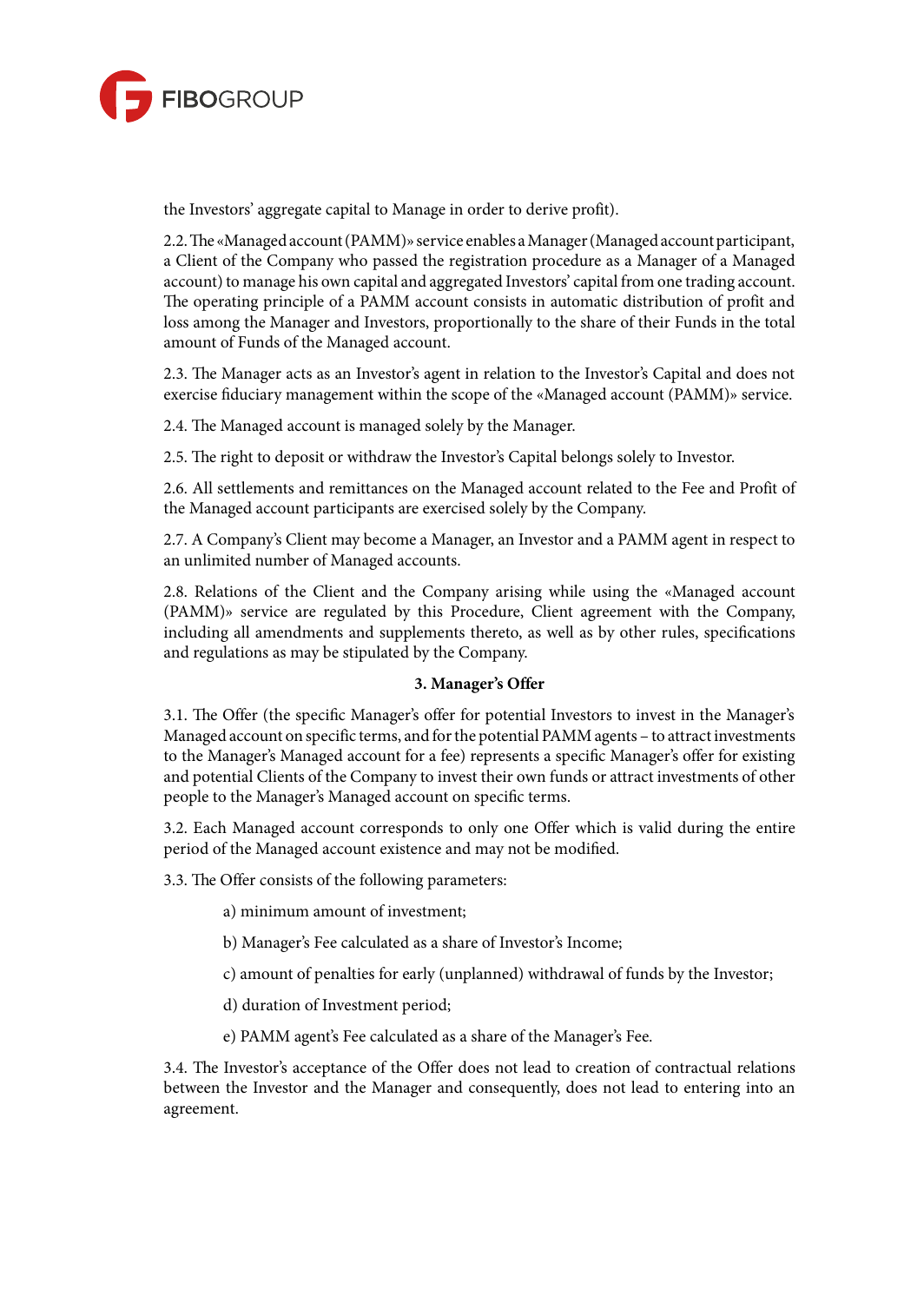the Investors' aggregate capital to Manage in order to derive profit).

2.2. The «Managed account (PAMM)» service enables a Manager (Managed account participant, a Client of the Company who passed the registration procedure as a Manager of a Managed account) to manage his own capital and aggregated Investors' capital from one trading account. The operating principle of a PAMM account consists in automatic distribution of profit and loss among the Manager and Investors, proportionally to the share of their Funds in the total amount of Funds of the Managed account.

2.3. The Manager acts as an Investor's agent in relation to the Investor's Capital and does not exercise fiduciary management within the scope of the «Managed account (PAMM)» service.

2.4. The Managed account is managed solely by the Manager.

2.5. The right to deposit or withdraw the Investor's Capital belongs solely to Investor.

2.6. All settlements and remittances on the Managed account related to the Fee and Profit of the Managed account participants are exercised solely by the Company.

2.7. A Company's Client may become a Manager, an Investor and a PAMM agent in respect to an unlimited number of Managed accounts.

2.8. Relations of the Client and the Company arising while using the «Managed account (PAMM)» service are regulated by this Procedure, Client agreement with the Company, including all amendments and supplements thereto, as well as by other rules, specifications and regulations as may be stipulated by the Company.

**3. Manager's Offer**

3.1. The Offer (the specific Manager's offer for potential Investors to invest in the Manager's Managed account on specific terms, and for the potential PAMM agents – to attract investments to the Manager's Managed account for a fee) represents a specific Manager's offer for existing and potential Clients of the Company to invest their own funds or attract investments of other people to the Manager's Managed account on specific terms.

3.2. Each Managed account corresponds to only one Offer which is valid during the entire period of the Managed account existence and may not be modified.

3.3. The Offer consists of the following parameters:

a) minimum amount of investment;

b) Manager's Fee calculated as a share of Investor's Income;

c) amount of penalties for early (unplanned) withdrawal of funds by the Investor;

d) duration of Investment period;

e) PAMM agent's Fee calculated as a share of the Manager's Fee.

3.4. The Investor's acceptance of the Offer does not lead to creation of contractual relations between the Investor and the Manager and consequently, does not lead to entering into an agreement.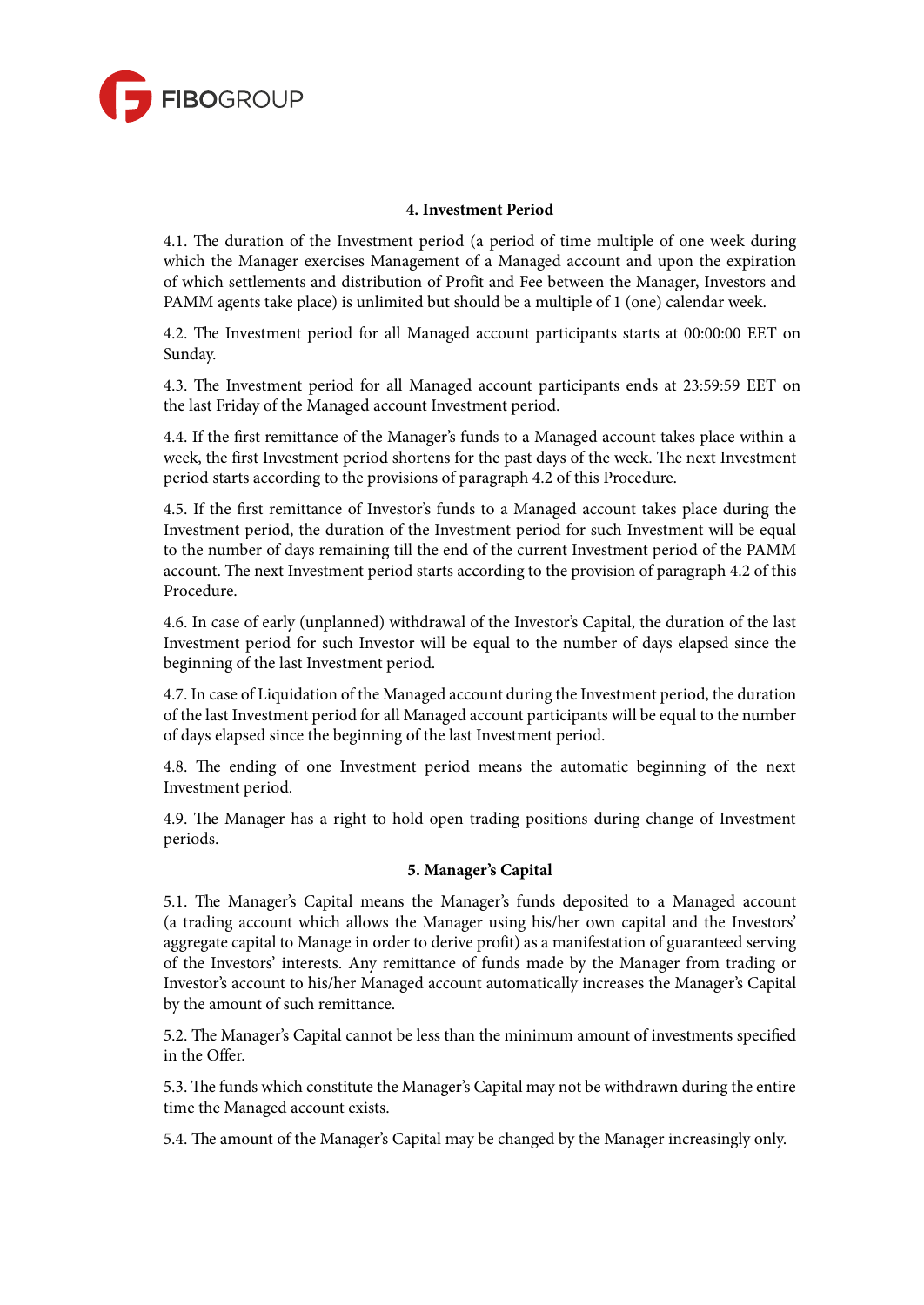## 4. Investment Period

4.1. The duration of the Investment period (a period of time multiple of one week during which the Manager exercises Management of a Managed account and upon the expiration of which settlements and distribution of Profit and Fee between the Manager, Investors and PAMM agents take place) is unlimited but should be a multiple of 1 (one) calendar week.

4.2. The Investment period for all Managed account participants starts at 00:00:00 EET on Sunday.

4.3. The Investment period for all Managed account participants ends at 23:59:59 EET on the last Friday of the Managed account Investment period.

4.4. If the first remittance of the Manager's funds to a Managed account takes place within a week, the first Investment period shortens for the past days of the week. The next Investment period starts according to the provisions of paragraph 4.2 of this Procedure.

4.5. If the first remittance of Investor's funds to a Managed account takes place during the Investment period, the duration of the Investment period for such Investment will be equal to the number of days remaining till the end of the current Investment period of the PAMM account. The next Investment period starts according to the provision of paragraph 4.2 of this Procedure.

4.6. In case of early (unplanned) withdrawal of the Investor's Capital, the duration of the last Investment period for such Investor will be equal to the number of days elapsed since the beginning of the last Investment period.

4.7. In case of Liquidation of the Managed account during the Investment period, the duration of the last Investment period for all Managed account participants will be equal to the number of days elapsed since the beginning of the last Investment period.

4.8. The ending of one Investment period means the automatic beginning of the next Investment period.

4.9. The Manager has a right to hold open trading positions during change of Investment periods.

## 5. Manager's Capital

5.1. The Manager's Capital means the Manager's funds deposited to a Managed account (a trading account which allows the Manager using his/her own capital and the Investors' aggregate capital to Manage in order to derive profit) as a manifestation of guaranteed serving of the Investors' interests. Any remittance of funds made by the Manager from trading or Investor's account to his/her Managed account automatically increases the Manager's Capital by the amount of such remittance.

5.2. The Manager's Capital cannot be less than the minimum amount of investments specified in the Offer.

5.3. The funds which constitute the Manager's Capital may not be withdrawn during the entire time the Managed account exists.

5.4. The amount of the Manager's Capital may be changed by the Manager increasingly only.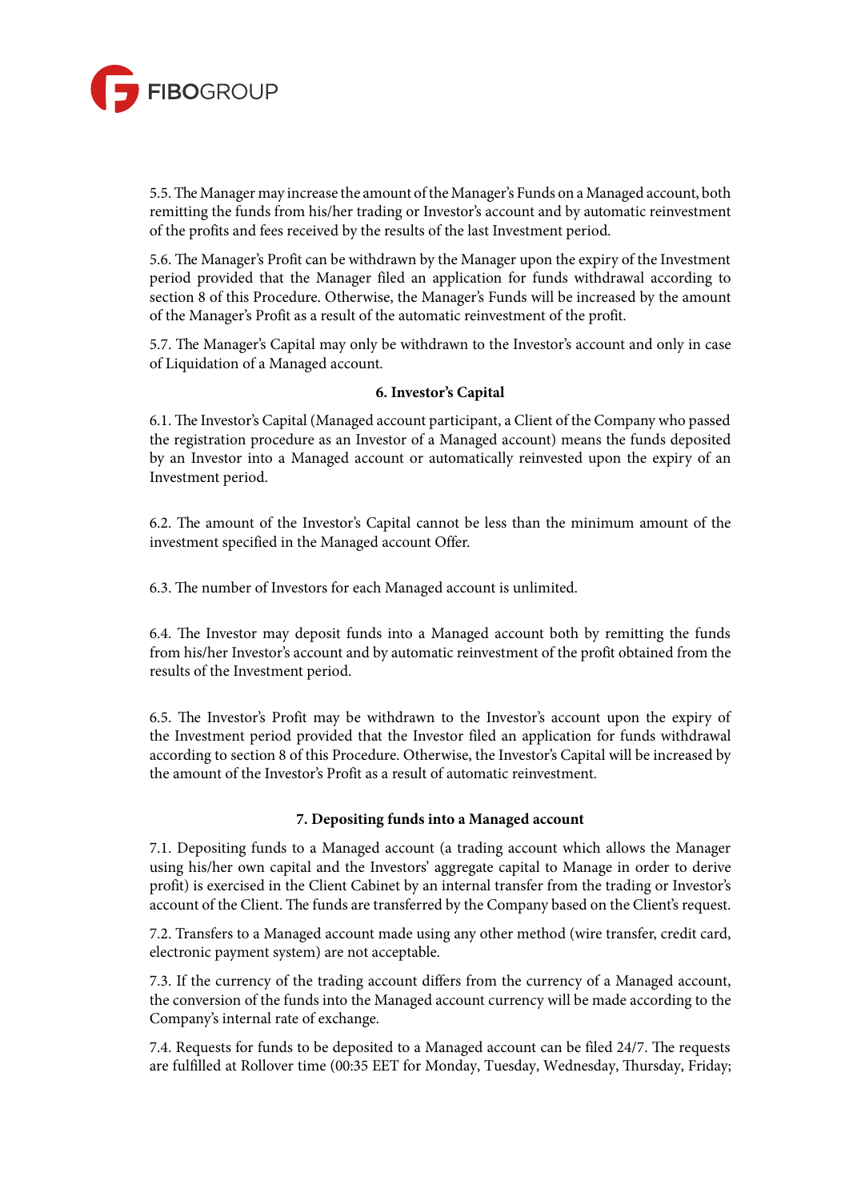5.5. The Manager may increase the amount of the Manager's Funds on a Managed account, both remitting the funds from his/her trading or Investor's account and by automatic reinvestment of the profits and fees received by the results of the last Investment period.

5.6. The Manager's Profit can be withdrawn by the Manager upon the expiry of the Investment period provided that the Manager filed an application for funds withdrawal according to section 8 of this Procedure. Otherwise, the Manager's Funds will be increased by the amount of the Manager's Profit as a result of the automatic reinvestment of the profit.

5.7. The Manager's Capital may only be withdrawn to the Investor's account and only in case of Liquidation of a Managed account.

### 6. Investor's Capital

6.1. The Investor's Capital (Managed account participant, a Client of the Company who passed the registration procedure as an Investor of a Managed account) means the funds deposited by an Investor into a Managed account or automatically reinvested upon the expiry of an Investment period.

6.2. The amount of the Investor's Capital cannot be less than the minimum amount of the investment specified in the Managed account Offer.

6.3. The number of Investors for each Managed account is unlimited.

6.4. The Investor may deposit funds into a Managed account both by remitting the funds from his/her Investor's account and by automatic reinvestment of the profit obtained from the results of the Investment period.

6.5. The Investor's Profit may be withdrawn to the Investor's account upon the expiry of the Investment period provided that the Investor filed an application for funds withdrawal according to section 8 of this Procedure. Otherwise, the Investor's Capital will be increased by the amount of the Investor's Profit as a result of automatic reinvestment.

### 7. Depositing funds into a Managed account

7.1. Depositing funds to a Managed account (a trading account which allows the Manager using his/her own capital and the Investors' aggregate capital to Manage in order to derive profit) is exercised in the Client Cabinet by an internal transfer from the trading or Investor's account of the Client. The funds are transferred by the Company based on the Client's request.

7.2. Transfers to a Managed account made using any other method (wire transfer, credit card, electronic payment system) are not acceptable.

7.3. If the currency of the trading account differs from the currency of a Managed account, the conversion of the funds into the Managed account currency will be made according to the Company's internal rate of exchange.

7.4. Requests for funds to be deposited to a Managed account can be filed 24/7. The requests are fulfilled at Rollover time (00:35 EET for Monday, Tuesday, Wednesday, Thursday, Friday;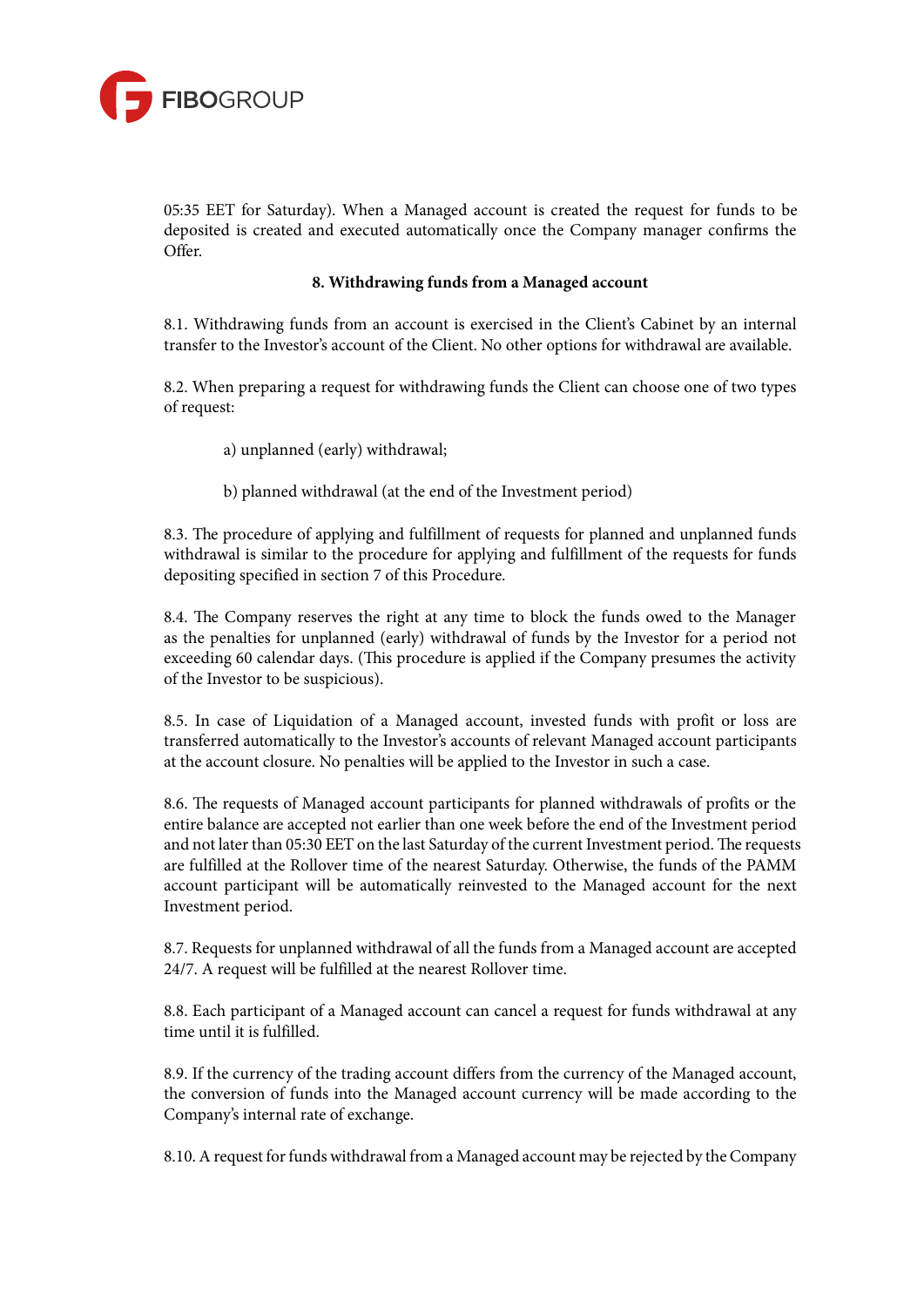05:35 EET for Saturday). When a Managed account is created the request for funds to be deposited is created and executed automatically once the Company manager confirms the Offer.

**8. Withdrawing funds from a Managed account**

8.1. Withdrawing funds from an account is exercised in the Client's Cabinet by an internal transfer to the Investor's account of the Client. No other options for withdrawal are available.

8.2. When preparing a request for withdrawing funds the Client can choose one of two types of request:

a) unplanned (early) withdrawal;

b) planned withdrawal (at the end of the Investment period)

8.3. The procedure of applying and fulfillment of requests for planned and unplanned funds withdrawal is similar to the procedure for applying and fulfillment of the requests for funds depositing specified in section 7 of this Procedure.

8.4. The Company reserves the right at any time to block the funds owed to the Manager as the penalties for unplanned (early) withdrawal of funds by the Investor for a period not exceeding 60 calendar days. (This procedure is applied if the Company presumes the activity of the Investor to be suspicious).

8.5. In case of Liquidation of a Managed account, invested funds with profit or loss are transferred automatically to the Investor's accounts of relevant Managed account participants at the account closure. No penalties will be applied to the Investor in such a case.

8.6. The requests of Managed account participants for planned withdrawals of profits or the entire balance are accepted not earlier than one week before the end of the Investment period and not later than 05:30 EET on the last Saturday of the current Investment period. The requests are fulfilled at the Rollover time of the nearest Saturday. Otherwise, the funds of the PAMM account participant will be automatically reinvested to the Managed account for the next Investment period.

8.7. Requests for unplanned withdrawal of all the funds from a Managed account are accepted 24/7. A request will be fulfilled at the nearest Rollover time.

8.8. Each participant of a Managed account can cancel a request for funds withdrawal at any time until it is fulfilled.

8.9. If the currency of the trading account differs from the currency of the Managed account, the conversion of funds into the Managed account currency will be made according to the Company's internal rate of exchange.

8.10. A request for funds withdrawal from a Managed account may be rejected by the Company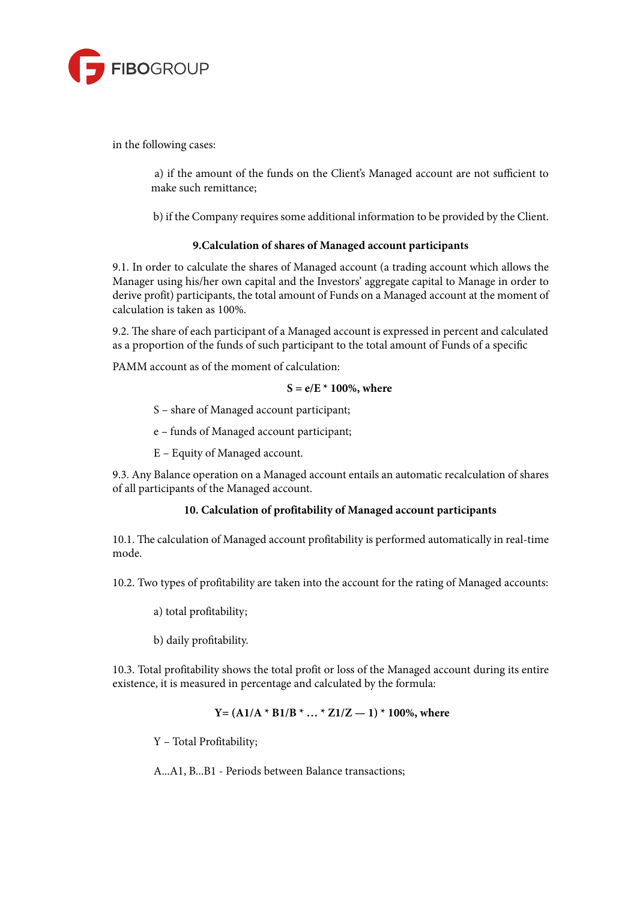in the following cases:

a) if the amount of the funds on the Client's Managed account are not sufficient to make such remittance;

b) if the Company requires some additional information to be provided by the Client.

## 9.Calculation of shares of Managed account participants

9.1. In order to calculate the shares of Managed account (a trading account which allows the Manager using his/her own capital and the Investors' aggregate capital to Manage in order to derive profit) participants, the total amount of Funds on a Managed account at the moment of calculation is taken as 100%.

9.2. The share of each participant of a Managed account is expressed in percent and calculated as a proportion of the funds of such participant to the total amount of Funds of a specific

PAMM account as of the moment of calculation:

$$S = e/E * 100\%, \text{ where}$$

S – share of Managed account participant;

e – funds of Managed account participant;

E – Equity of Managed account.

9.3. Any Balance operation on a Managed account entails an automatic recalculation of shares of all participants of the Managed account.

## 10. Calculation of profitability of Managed account participants

10.1. The calculation of Managed account profitability is performed automatically in real-time mode.

10.2. Two types of profitability are taken into the account for the rating of Managed accounts:

a) total profitability;

b) daily profitability.

10.3. Total profitability shows the total profit or loss of the Managed account during its entire existence, it is measured in percentage and calculated by the formula:

$$Y = (A1/A * B1/B * \ldots * Z1/Z - 1) * 100\%, \text{ where}$$

Y – Total Profitability;

A...A1, B...B1 - Periods between Balance transactions;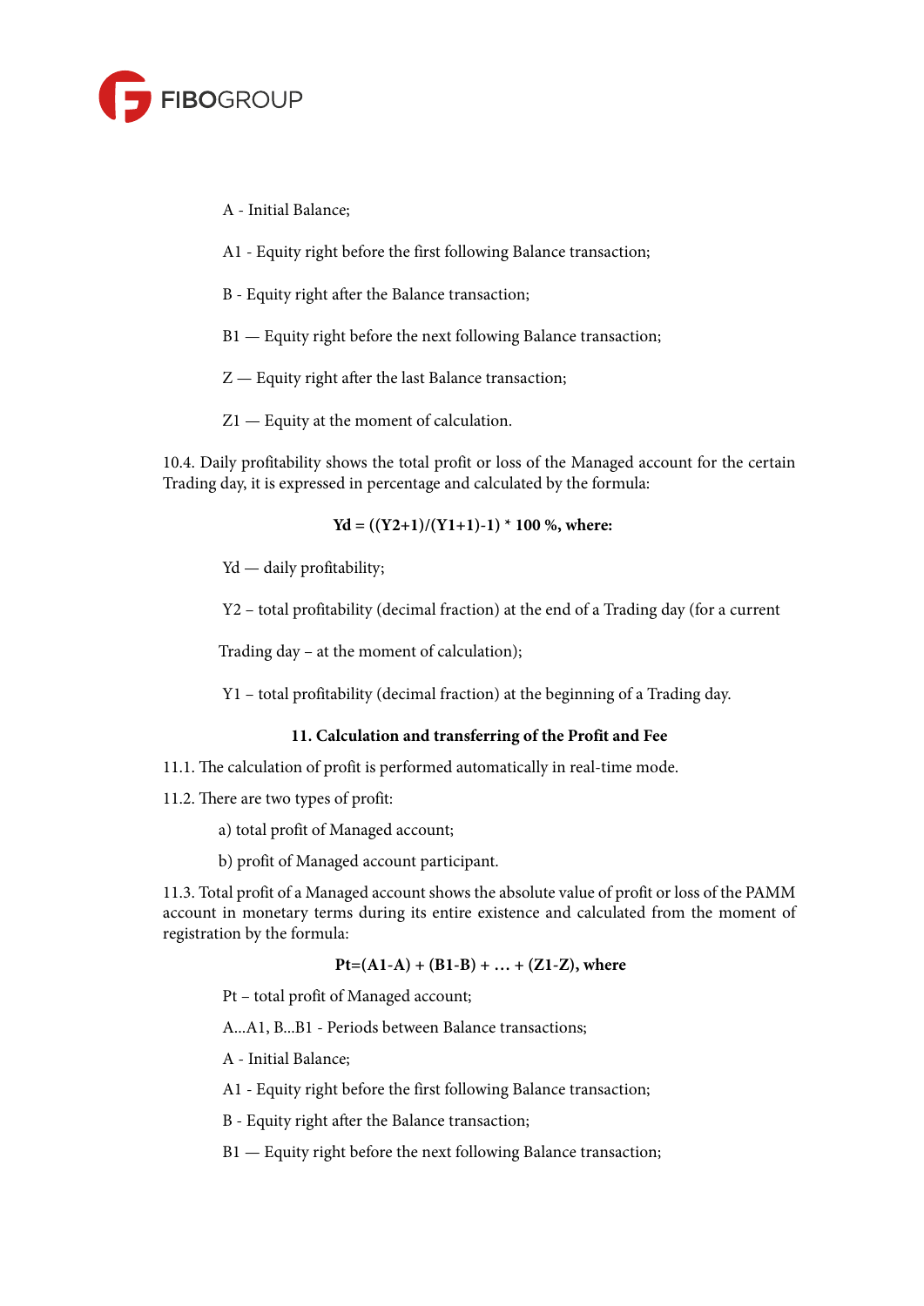A - Initial Balance;

A1 - Equity right before the first following Balance transaction;

B - Equity right after the Balance transaction;

B1 — Equity right before the next following Balance transaction;

Z — Equity right after the last Balance transaction;

Z1 — Equity at the moment of calculation.

10.4. Daily profitability shows the total profit or loss of the Managed account for the certain Trading day, it is expressed in percentage and calculated by the formula:

$$Yd = ((Y2+1)/(Y1+1)-1) * 100\ \%,$$ **where:**

Yd — daily profitability;

Y2 – total profitability (decimal fraction) at the end of a Trading day (for a current Trading day – at the moment of calculation);

Y1 – total profitability (decimal fraction) at the beginning of a Trading day.

## 11. Calculation and transferring of the Profit and Fee

11.1. The calculation of profit is performed automatically in real-time mode.

11.2. There are two types of profit:

a) total profit of Managed account;

b) profit of Managed account participant.

11.3. Total profit of a Managed account shows the absolute value of profit or loss of the PAMM account in monetary terms during its entire existence and calculated from the moment of registration by the formula:

$$Pt=(A1-A) + (B1-B) + \ldots + (Z1-Z),$$ **where**

Pt – total profit of Managed account;

A...A1, B...B1 - Periods between Balance transactions;

A - Initial Balance;

A1 - Equity right before the first following Balance transaction;

B - Equity right after the Balance transaction;

B1 — Equity right before the next following Balance transaction;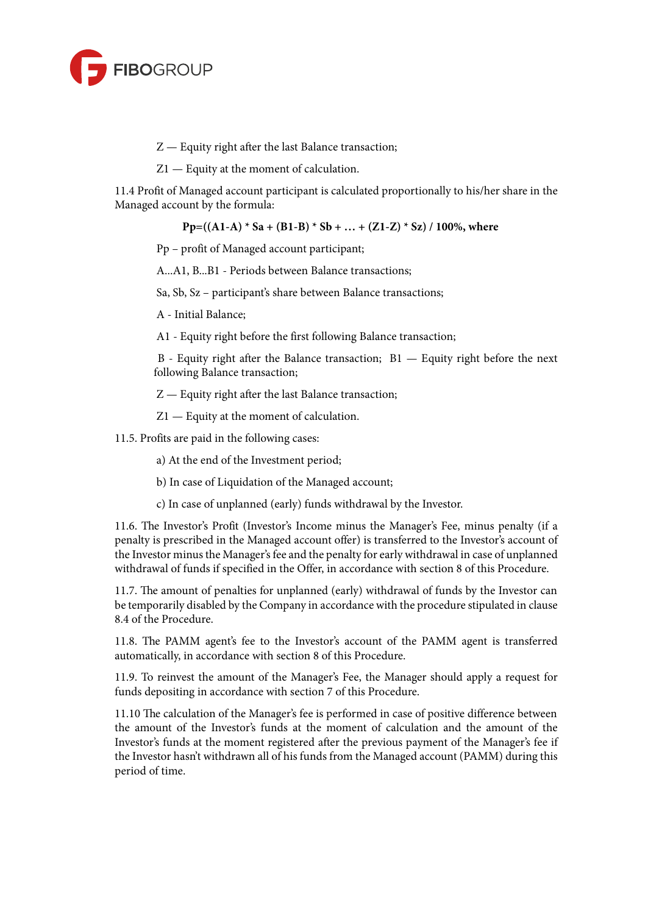Z — Equity right after the last Balance transaction;

Z1 — Equity at the moment of calculation.

11.4 Profit of Managed account participant is calculated proportionally to his/her share in the Managed account by the formula:

$$Pp=((A1-A) * Sa + (B1-B) * Sb + \ldots + (Z1-Z) * Sz) / 100\%, \text{ where}$$

Pp – profit of Managed account participant;

A...A1, B...B1 - Periods between Balance transactions;

Sa, Sb, Sz – participant's share between Balance transactions;

A - Initial Balance;

A1 - Equity right before the first following Balance transaction;

B - Equity right after the Balance transaction; B1 — Equity right before the next following Balance transaction;

Z — Equity right after the last Balance transaction;

Z1 — Equity at the moment of calculation.

11.5. Profits are paid in the following cases:

a) At the end of the Investment period;

b) In case of Liquidation of the Managed account;

c) In case of unplanned (early) funds withdrawal by the Investor.

11.6. The Investor's Profit (Investor's Income minus the Manager's Fee, minus penalty (if a penalty is prescribed in the Managed account offer) is transferred to the Investor's account of the Investor minus the Manager's fee and the penalty for early withdrawal in case of unplanned withdrawal of funds if specified in the Offer, in accordance with section 8 of this Procedure.

11.7. The amount of penalties for unplanned (early) withdrawal of funds by the Investor can be temporarily disabled by the Company in accordance with the procedure stipulated in clause 8.4 of the Procedure.

11.8. The PAMM agent's fee to the Investor's account of the PAMM agent is transferred automatically, in accordance with section 8 of this Procedure.

11.9. To reinvest the amount of the Manager's Fee, the Manager should apply a request for funds depositing in accordance with section 7 of this Procedure.

11.10 The calculation of the Manager's fee is performed in case of positive difference between the amount of the Investor's funds at the moment of calculation and the amount of the Investor's funds at the moment registered after the previous payment of the Manager's fee if the Investor hasn't withdrawn all of his funds from the Managed account (PAMM) during this period of time.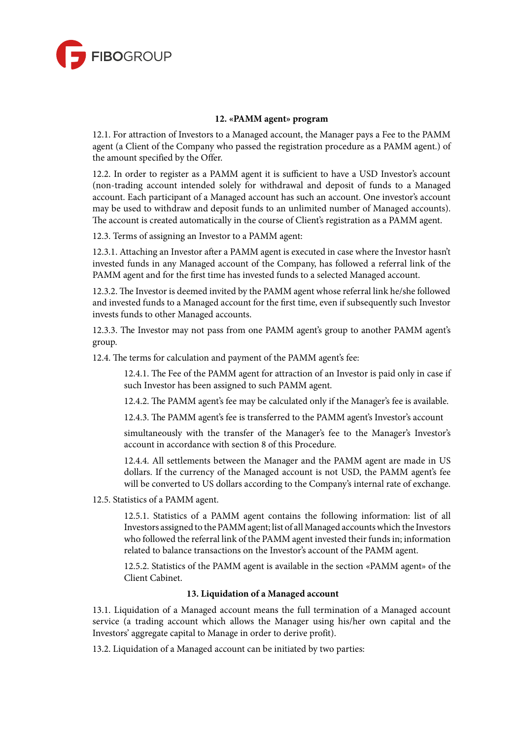## 12. «PAMM agent» program

12.1. For attraction of Investors to a Managed account, the Manager pays a Fee to the PAMM agent (a Client of the Company who passed the registration procedure as a PAMM agent.) of the amount specified by the Offer.

12.2. In order to register as a PAMM agent it is sufficient to have a USD Investor's account (non-trading account intended solely for withdrawal and deposit of funds to a Managed account. Each participant of a Managed account has such an account. One investor's account may be used to withdraw and deposit funds to an unlimited number of Managed accounts). The account is created automatically in the course of Client's registration as a PAMM agent.

12.3. Terms of assigning an Investor to a PAMM agent:

12.3.1. Attaching an Investor after a PAMM agent is executed in case where the Investor hasn't invested funds in any Managed account of the Company, has followed a referral link of the PAMM agent and for the first time has invested funds to a selected Managed account.

12.3.2. The Investor is deemed invited by the PAMM agent whose referral link he/she followed and invested funds to a Managed account for the first time, even if subsequently such Investor invests funds to other Managed accounts.

12.3.3. The Investor may not pass from one PAMM agent's group to another PAMM agent's group.

12.4. The terms for calculation and payment of the PAMM agent's fee:

12.4.1. The Fee of the PAMM agent for attraction of an Investor is paid only in case if such Investor has been assigned to such PAMM agent.

12.4.2. The PAMM agent's fee may be calculated only if the Manager's fee is available.

12.4.3. The PAMM agent's fee is transferred to the PAMM agent's Investor's account

simultaneously with the transfer of the Manager's fee to the Manager's Investor's account in accordance with section 8 of this Procedure.

12.4.4. All settlements between the Manager and the PAMM agent are made in US dollars. If the currency of the Managed account is not USD, the PAMM agent's fee will be converted to US dollars according to the Company's internal rate of exchange.

12.5. Statistics of a PAMM agent.

12.5.1. Statistics of a PAMM agent contains the following information: list of all Investors assigned to the PAMM agent; list of all Managed accounts which the Investors who followed the referral link of the PAMM agent invested their funds in; information related to balance transactions on the Investor's account of the PAMM agent.

12.5.2. Statistics of the PAMM agent is available in the section «PAMM agent» of the Client Cabinet.

## 13. Liquidation of a Managed account

13.1. Liquidation of a Managed account means the full termination of a Managed account service (a trading account which allows the Manager using his/her own capital and the Investors' aggregate capital to Manage in order to derive profit).

13.2. Liquidation of a Managed account can be initiated by two parties: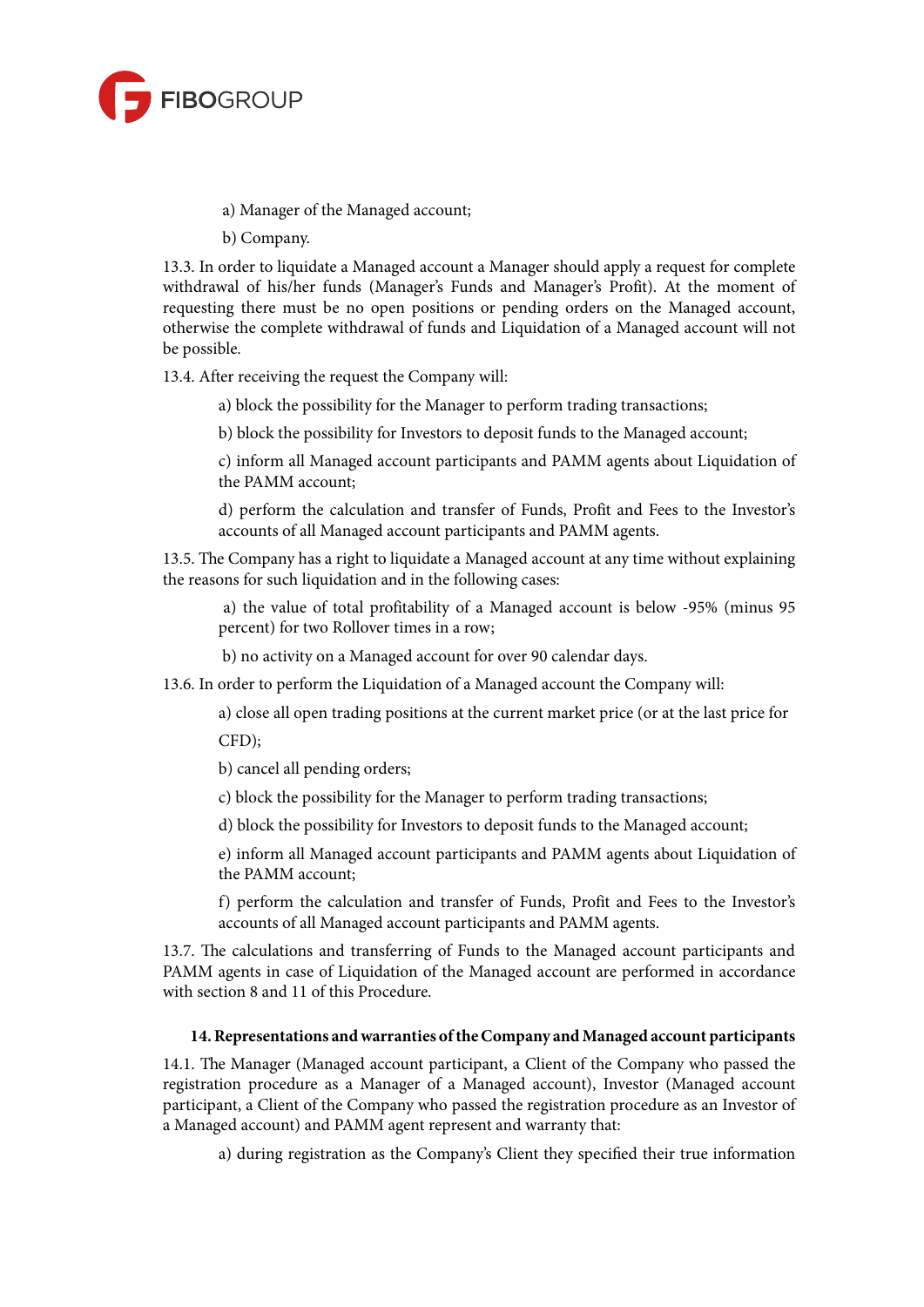a) Manager of the Managed account;

b) Company.

13.3. In order to liquidate a Managed account a Manager should apply a request for complete withdrawal of his/her funds (Manager's Funds and Manager's Profit). At the moment of requesting there must be no open positions or pending orders on the Managed account, otherwise the complete withdrawal of funds and Liquidation of a Managed account will not be possible.

13.4. After receiving the request the Company will:

a) block the possibility for the Manager to perform trading transactions;

b) block the possibility for Investors to deposit funds to the Managed account;

c) inform all Managed account participants and PAMM agents about Liquidation of the PAMM account;

d) perform the calculation and transfer of Funds, Profit and Fees to the Investor's accounts of all Managed account participants and PAMM agents.

13.5. The Company has a right to liquidate a Managed account at any time without explaining the reasons for such liquidation and in the following cases:

a) the value of total profitability of a Managed account is below -95% (minus 95 percent) for two Rollover times in a row;

b) no activity on a Managed account for over 90 calendar days.

13.6. In order to perform the Liquidation of a Managed account the Company will:

a) close all open trading positions at the current market price (or at the last price for CFD);

b) cancel all pending orders;

c) block the possibility for the Manager to perform trading transactions;

d) block the possibility for Investors to deposit funds to the Managed account;

e) inform all Managed account participants and PAMM agents about Liquidation of the PAMM account;

f) perform the calculation and transfer of Funds, Profit and Fees to the Investor's accounts of all Managed account participants and PAMM agents.

13.7. The calculations and transferring of Funds to the Managed account participants and PAMM agents in case of Liquidation of the Managed account are performed in accordance with section 8 and 11 of this Procedure.

## 14. Representations and warranties of the Company and Managed account participants

14.1. The Manager (Managed account participant, a Client of the Company who passed the registration procedure as a Manager of a Managed account), Investor (Managed account participant, a Client of the Company who passed the registration procedure as an Investor of a Managed account) and PAMM agent represent and warranty that:

a) during registration as the Company's Client they specified their true information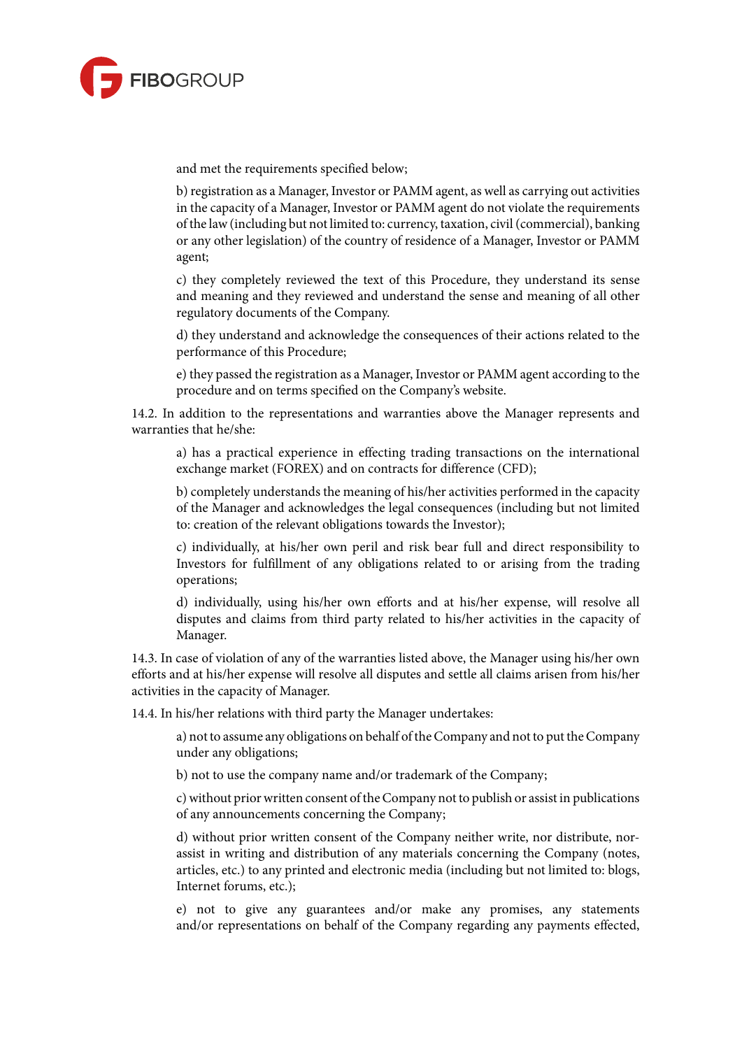and met the requirements specified below;

b) registration as a Manager, Investor or PAMM agent, as well as carrying out activities in the capacity of a Manager, Investor or PAMM agent do not violate the requirements of the law (including but not limited to: currency, taxation, civil (commercial), banking or any other legislation) of the country of residence of a Manager, Investor or PAMM agent;

c) they completely reviewed the text of this Procedure, they understand its sense and meaning and they reviewed and understand the sense and meaning of all other regulatory documents of the Company.

d) they understand and acknowledge the consequences of their actions related to the performance of this Procedure;

e) they passed the registration as a Manager, Investor or PAMM agent according to the procedure and on terms specified on the Company's website.

14.2. In addition to the representations and warranties above the Manager represents and warranties that he/she:

a) has a practical experience in effecting trading transactions on the international exchange market (FOREX) and on contracts for difference (CFD);

b) completely understands the meaning of his/her activities performed in the capacity of the Manager and acknowledges the legal consequences (including but not limited to: creation of the relevant obligations towards the Investor);

c) individually, at his/her own peril and risk bear full and direct responsibility to Investors for fulfillment of any obligations related to or arising from the trading operations;

d) individually, using his/her own efforts and at his/her expense, will resolve all disputes and claims from third party related to his/her activities in the capacity of Manager.

14.3. In case of violation of any of the warranties listed above, the Manager using his/her own efforts and at his/her expense will resolve all disputes and settle all claims arisen from his/her activities in the capacity of Manager.

14.4. In his/her relations with third party the Manager undertakes:

a) not to assume any obligations on behalf of the Company and not to put the Company under any obligations;

b) not to use the company name and/or trademark of the Company;

c) without prior written consent of the Company not to publish or assist in publications of any announcements concerning the Company;

d) without prior written consent of the Company neither write, nor distribute, nor-assist in writing and distribution of any materials concerning the Company (notes, articles, etc.) to any printed and electronic media (including but not limited to: blogs, Internet forums, etc.);

e) not to give any guarantees and/or make any promises, any statements and/or representations on behalf of the Company regarding any payments effected,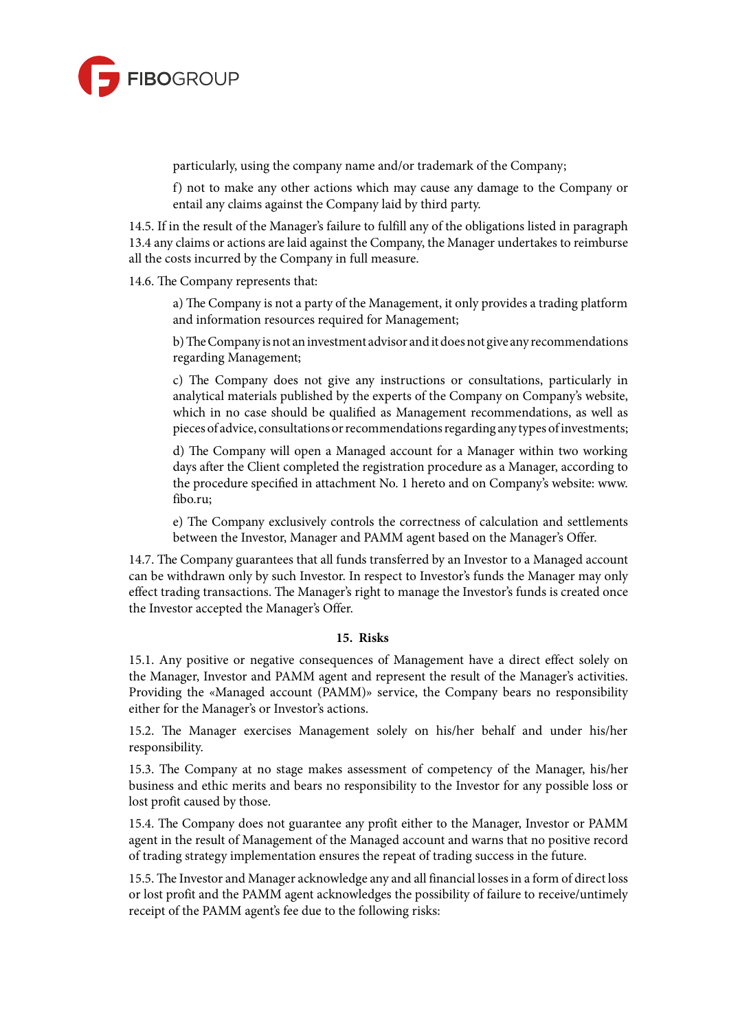particularly, using the company name and/or trademark of the Company;

f) not to make any other actions which may cause any damage to the Company or entail any claims against the Company laid by third party.

14.5. If in the result of the Manager's failure to fulfill any of the obligations listed in paragraph 13.4 any claims or actions are laid against the Company, the Manager undertakes to reimburse all the costs incurred by the Company in full measure.

14.6. The Company represents that:

a) The Company is not a party of the Management, it only provides a trading platform and information resources required for Management;

b) The Company is not an investment advisor and it does not give any recommendations regarding Management;

c) The Company does not give any instructions or consultations, particularly in analytical materials published by the experts of the Company on Company's website, which in no case should be qualified as Management recommendations, as well as pieces of advice, consultations or recommendations regarding any types of investments;

d) The Company will open a Managed account for a Manager within two working days after the Client completed the registration procedure as a Manager, according to the procedure specified in attachment No. 1 hereto and on Company's website: www.fibo.ru;

e) The Company exclusively controls the correctness of calculation and settlements between the Investor, Manager and PAMM agent based on the Manager's Offer.

14.7. The Company guarantees that all funds transferred by an Investor to a Managed account can be withdrawn only by such Investor. In respect to Investor's funds the Manager may only effect trading transactions. The Manager's right to manage the Investor's funds is created once the Investor accepted the Manager's Offer.

## 15. Risks

15.1. Any positive or negative consequences of Management have a direct effect solely on the Manager, Investor and PAMM agent and represent the result of the Manager's activities. Providing the «Managed account (PAMM)» service, the Company bears no responsibility either for the Manager's or Investor's actions.

15.2. The Manager exercises Management solely on his/her behalf and under his/her responsibility.

15.3. The Company at no stage makes assessment of competency of the Manager, his/her business and ethic merits and bears no responsibility to the Investor for any possible loss or lost profit caused by those.

15.4. The Company does not guarantee any profit either to the Manager, Investor or PAMM agent in the result of Management of the Managed account and warns that no positive record of trading strategy implementation ensures the repeat of trading success in the future.

15.5. The Investor and Manager acknowledge any and all financial losses in a form of direct loss or lost profit and the PAMM agent acknowledges the possibility of failure to receive/untimely receipt of the PAMM agent's fee due to the following risks: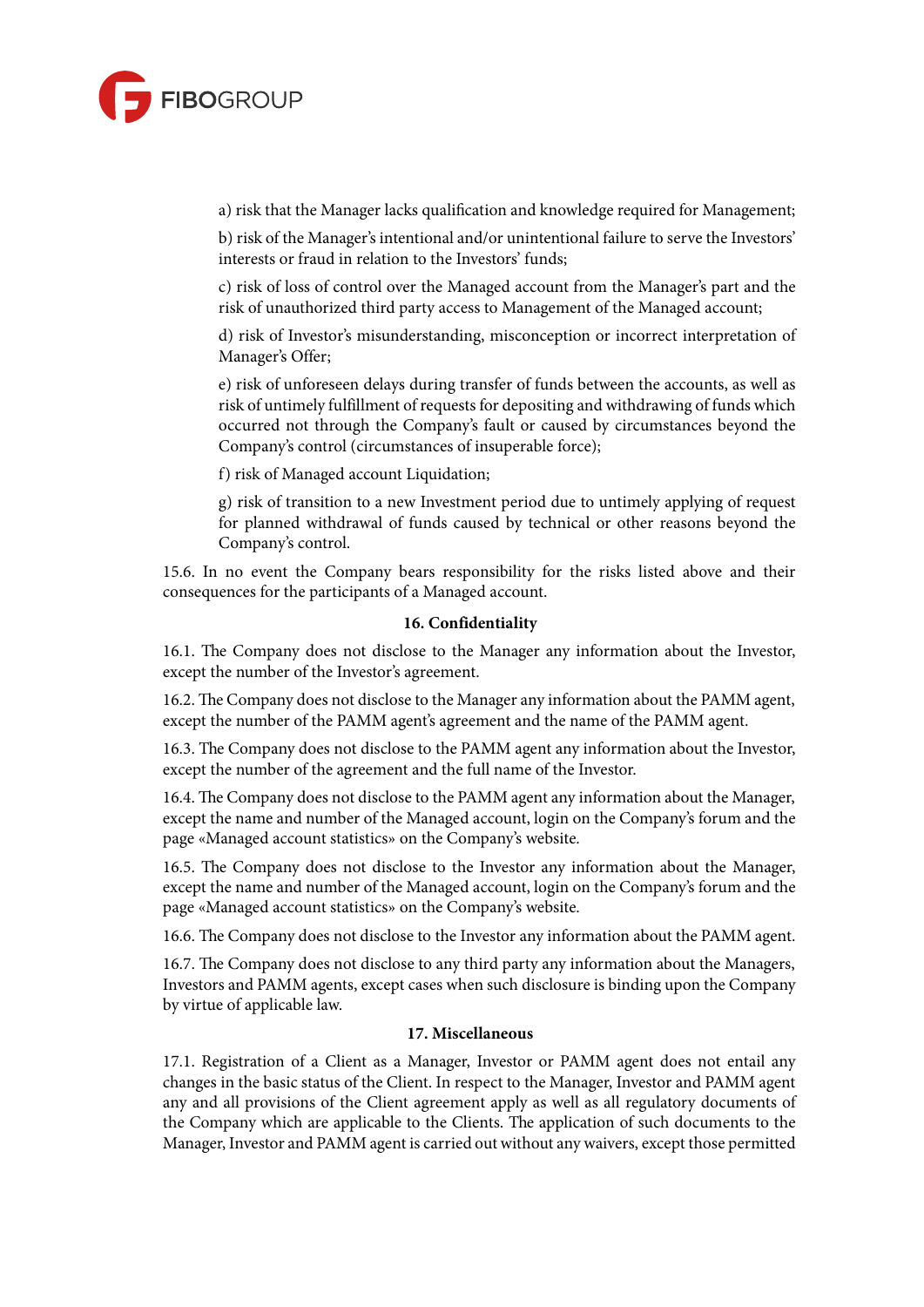a) risk that the Manager lacks qualification and knowledge required for Management;

b) risk of the Manager's intentional and/or unintentional failure to serve the Investors' interests or fraud in relation to the Investors' funds;

c) risk of loss of control over the Managed account from the Manager's part and the risk of unauthorized third party access to Management of the Managed account;

d) risk of Investor's misunderstanding, misconception or incorrect interpretation of Manager's Offer;

e) risk of unforeseen delays during transfer of funds between the accounts, as well as risk of untimely fulfillment of requests for depositing and withdrawing of funds which occurred not through the Company's fault or caused by circumstances beyond the Company's control (circumstances of insuperable force);

f) risk of Managed account Liquidation;

g) risk of transition to a new Investment period due to untimely applying of request for planned withdrawal of funds caused by technical or other reasons beyond the Company's control.

15.6. In no event the Company bears responsibility for the risks listed above and their consequences for the participants of a Managed account.

## 16. Confidentiality

16.1. The Company does not disclose to the Manager any information about the Investor, except the number of the Investor's agreement.

16.2. The Company does not disclose to the Manager any information about the PAMM agent, except the number of the PAMM agent's agreement and the name of the PAMM agent.

16.3. The Company does not disclose to the PAMM agent any information about the Investor, except the number of the agreement and the full name of the Investor.

16.4. The Company does not disclose to the PAMM agent any information about the Manager, except the name and number of the Managed account, login on the Company's forum and the page «Managed account statistics» on the Company's website.

16.5. The Company does not disclose to the Investor any information about the Manager, except the name and number of the Managed account, login on the Company's forum and the page «Managed account statistics» on the Company's website.

16.6. The Company does not disclose to the Investor any information about the PAMM agent.

16.7. The Company does not disclose to any third party any information about the Managers, Investors and PAMM agents, except cases when such disclosure is binding upon the Company by virtue of applicable law.

## 17. Miscellaneous

17.1. Registration of a Client as a Manager, Investor or PAMM agent does not entail any changes in the basic status of the Client. In respect to the Manager, Investor and PAMM agent any and all provisions of the Client agreement apply as well as all regulatory documents of the Company which are applicable to the Clients. The application of such documents to the Manager, Investor and PAMM agent is carried out without any waivers, except those permitted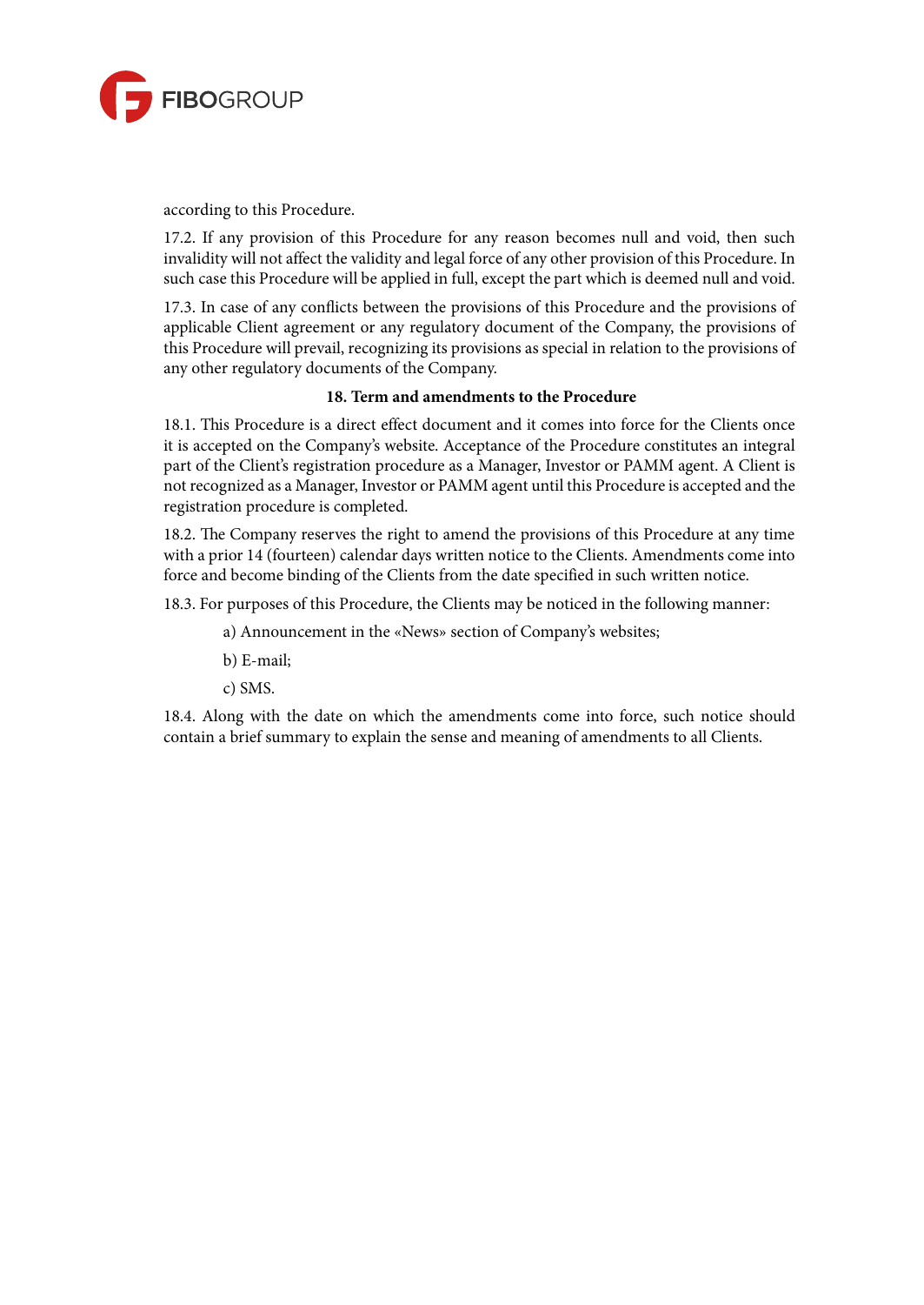according to this Procedure.

17.2. If any provision of this Procedure for any reason becomes null and void, then such invalidity will not affect the validity and legal force of any other provision of this Procedure. In such case this Procedure will be applied in full, except the part which is deemed null and void.

17.3. In case of any conflicts between the provisions of this Procedure and the provisions of applicable Client agreement or any regulatory document of the Company, the provisions of this Procedure will prevail, recognizing its provisions as special in relation to the provisions of any other regulatory documents of the Company.

## 18. Term and amendments to the Procedure

18.1. This Procedure is a direct effect document and it comes into force for the Clients once it is accepted on the Company's website. Acceptance of the Procedure constitutes an integral part of the Client's registration procedure as a Manager, Investor or PAMM agent. A Client is not recognized as a Manager, Investor or PAMM agent until this Procedure is accepted and the registration procedure is completed.

18.2. The Company reserves the right to amend the provisions of this Procedure at any time with a prior 14 (fourteen) calendar days written notice to the Clients. Amendments come into force and become binding of the Clients from the date specified in such written notice.

18.3. For purposes of this Procedure, the Clients may be noticed in the following manner:

a) Announcement in the «News» section of Company's websites;

b) E-mail;

c) SMS.

18.4. Along with the date on which the amendments come into force, such notice should contain a brief summary to explain the sense and meaning of amendments to all Clients.